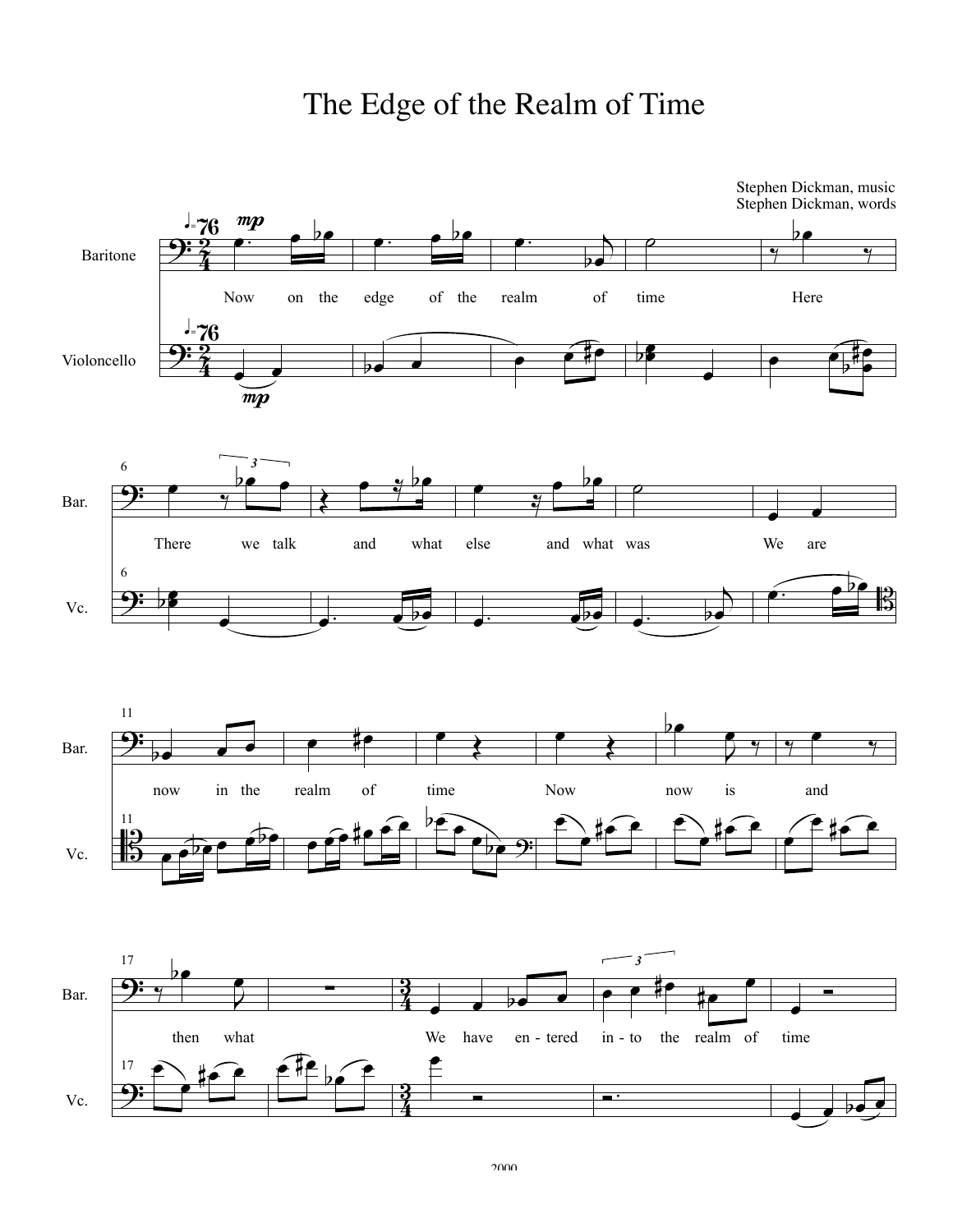# The Edge of the Realm of Time

Stephen Dickman, music
Stephen Dickman, words

Now on the edge of the realm of time
Here
There we talk and what else and what was
We are now in the realm of time
Now now is and then what
We have en-tered in-to the realm of time

2000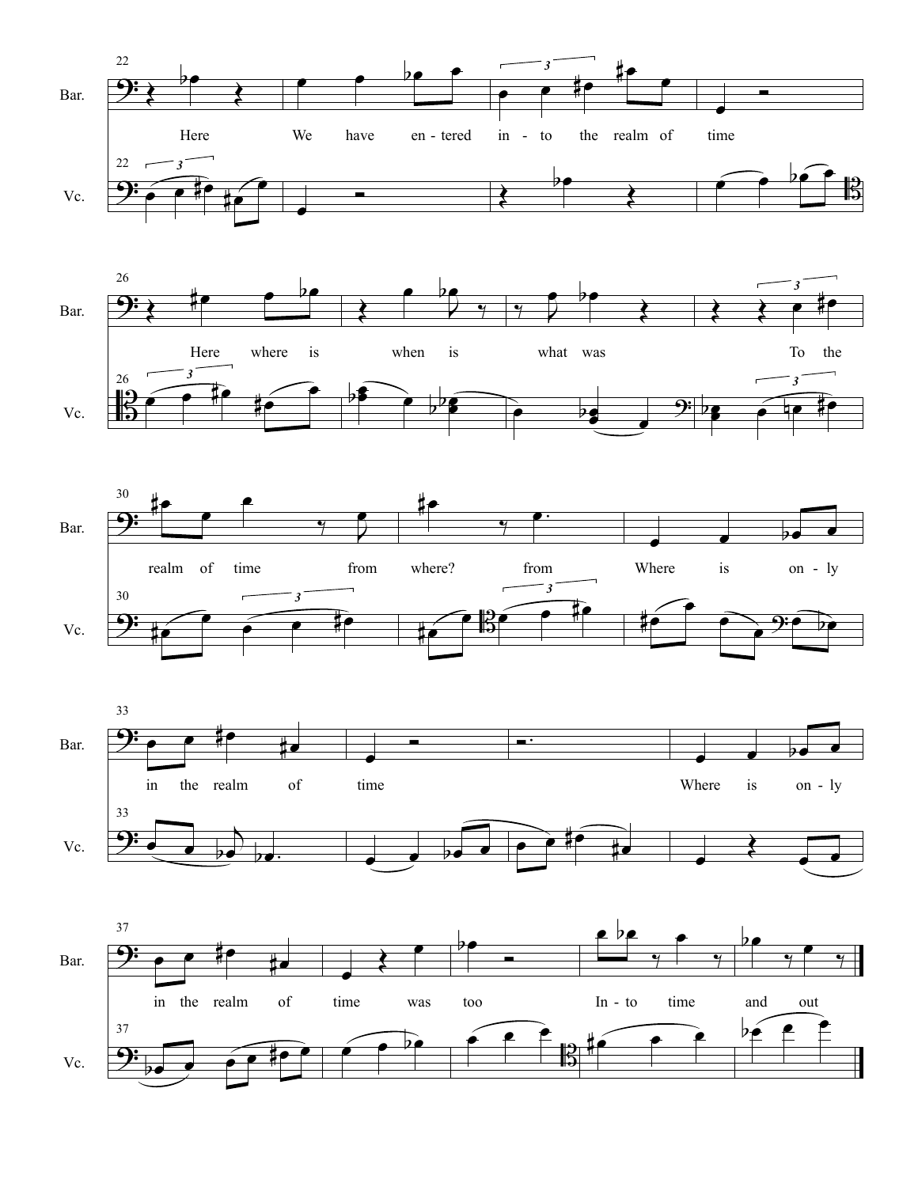Bar.

Here We have en - tered in - to the realm of time

Vc.

Bar.

Here where is when is what was To the

Vc.

Bar.

realm of time from where? from Where is on - ly

Vc.

Bar.

in the realm of time Where is on - ly

Vc.

Bar.

in the realm of time was too In - to time and out

Vc.